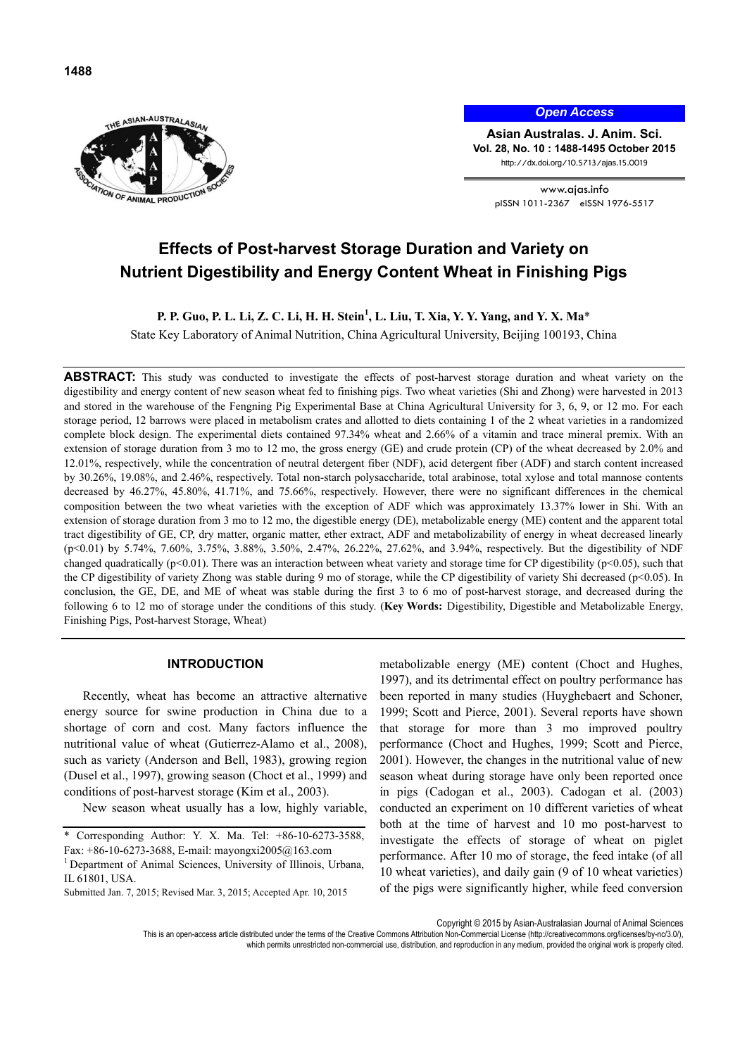# Effects of Post-harvest Storage Duration and Variety on Nutrient Digestibility and Energy Content Wheat in Finishing Pigs

**P. P. Guo, P. L. Li, Z. C. Li, H. H. Stein[1], L. Liu, T. Xia, Y. Y. Yang, and Y. X. Ma***

State Key Laboratory of Animal Nutrition, China Agricultural University, Beijing 100193, China

**ABSTRACT:** This study was conducted to investigate the effects of post-harvest storage duration and wheat variety on the digestibility and energy content of new season wheat fed to finishing pigs. Two wheat varieties (Shi and Zhong) were harvested in 2013 and stored in the warehouse of the Fengning Pig Experimental Base at China Agricultural University for 3, 6, 9, or 12 mo. For each storage period, 12 barrows were placed in metabolism crates and allotted to diets containing 1 of the 2 wheat varieties in a randomized complete block design. The experimental diets contained 97.34% wheat and 2.66% of a vitamin and trace mineral premix. With an extension of storage duration from 3 mo to 12 mo, the gross energy (GE) and crude protein (CP) of the wheat decreased by 2.0% and 12.01%, respectively, while the concentration of neutral detergent fiber (NDF), acid detergent fiber (ADF) and starch content increased by 30.26%, 19.08%, and 2.46%, respectively. Total non-starch polysaccharide, total arabinose, total xylose and total mannose contents decreased by 46.27%, 45.80%, 41.71%, and 75.66%, respectively. However, there were no significant differences in the chemical composition between the two wheat varieties with the exception of ADF which was approximately 13.37% lower in Shi. With an extension of storage duration from 3 mo to 12 mo, the digestible energy (DE), metabolizable energy (ME) content and the apparent total tract digestibility of GE, CP, dry matter, organic matter, ether extract, ADF and metabolizability of energy in wheat decreased linearly ($p<0.01$) by 5.74%, 7.60%, 3.75%, 3.88%, 3.50%, 2.47%, 26.22%, 27.62%, and 3.94%, respectively. But the digestibility of NDF changed quadratically ($p<0.01$). There was an interaction between wheat variety and storage time for CP digestibility ($p<0.05$), such that the CP digestibility of variety Zhong was stable during 9 mo of storage, while the CP digestibility of variety Shi decreased ($p<0.05$). In conclusion, the GE, DE, and ME of wheat was stable during the first 3 to 6 mo of post-harvest storage, and decreased during the following 6 to 12 mo of storage under the conditions of this study. (**Key Words:** Digestibility, Digestible and Metabolizable Energy, Finishing Pigs, Post-harvest Storage, Wheat)

## INTRODUCTION

Recently, wheat has become an attractive alternative energy source for swine production in China due to a shortage of corn and cost. Many factors influence the nutritional value of wheat (Gutierrez-Alamo et al., 2008), such as variety (Anderson and Bell, 1983), growing region (Dusel et al., 1997), growing season (Choct et al., 1999) and conditions of post-harvest storage (Kim et al., 2003).

New season wheat usually has a low, highly variable, metabolizable energy (ME) content (Choct and Hughes, 1997), and its detrimental effect on poultry performance has been reported in many studies (Huyghebaert and Schoner, 1999; Scott and Pierce, 2001). Several reports have shown that storage for more than 3 mo improved poultry performance (Choct and Hughes, 1999; Scott and Pierce, 2001). However, the changes in the nutritional value of new season wheat during storage have only been reported once in pigs (Cadogan et al., 2003). Cadogan et al. (2003) conducted an experiment on 10 different varieties of wheat both at the time of harvest and 10 mo post-harvest to investigate the effects of storage of wheat on piglet performance. After 10 mo of storage, the feed intake (of all 10 wheat varieties), and daily gain (9 of 10 wheat varieties) of the pigs were significantly higher, while feed conversion

\* Corresponding Author: Y. X. Ma. Tel: +86-10-6273-3588, Fax: +86-10-6273-3688, E-mail: mayongxi2005@163.com

[1] Department of Animal Sciences, University of Illinois, Urbana, IL 61801, USA.

Submitted Jan. 7, 2015; Revised Mar. 3, 2015; Accepted Apr. 10, 2015

Copyright © 2015 by Asian-Australasian Journal of Animal Sciences

This is an open-access article distributed under the terms of the Creative Commons Attribution Non-Commercial License (http://creativecommons.org/licenses/by-nc/3.0/), which permits unrestricted non-commercial use, distribution, and reproduction in any medium, provided the original work is properly cited.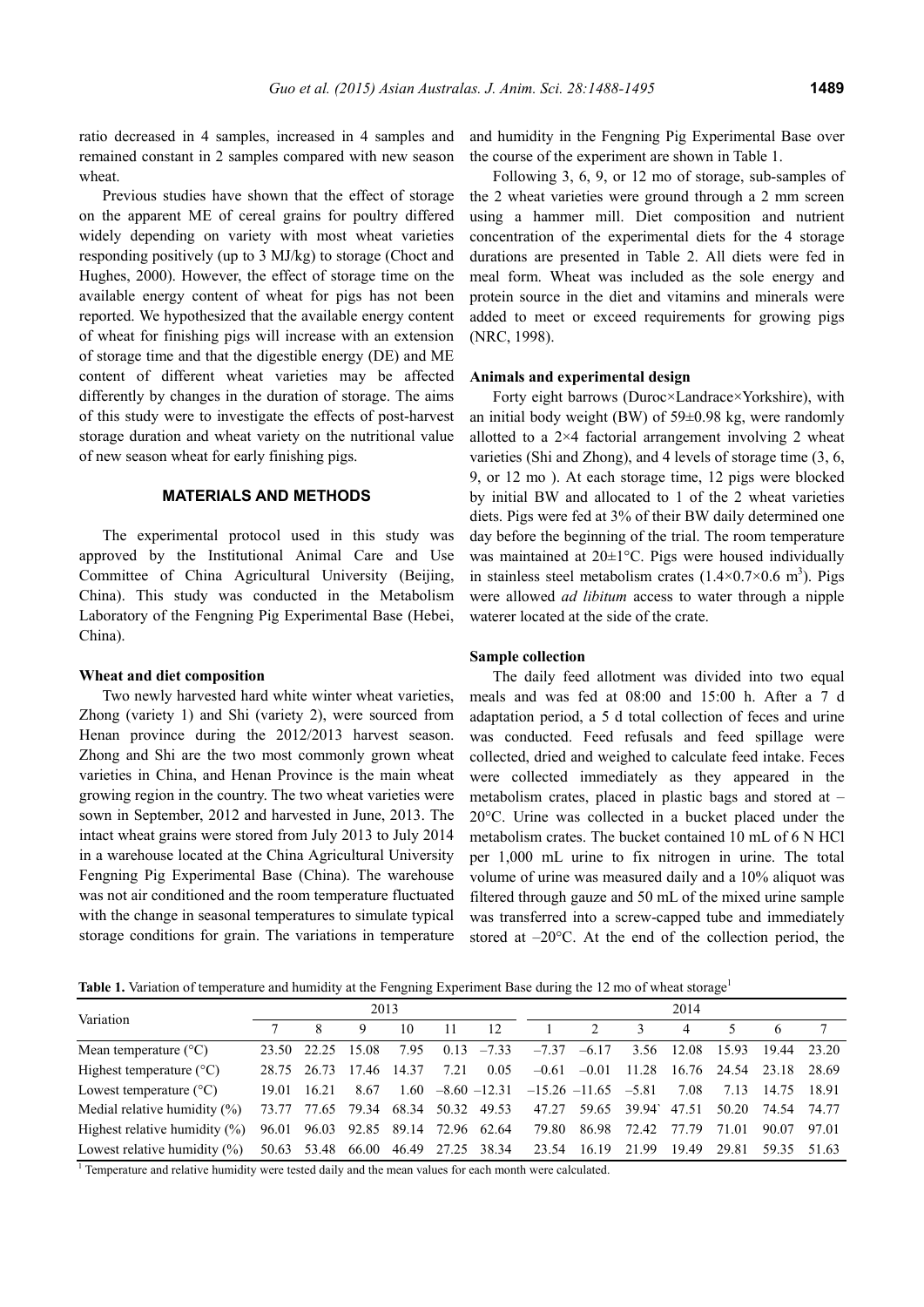ratio decreased in 4 samples, increased in 4 samples and remained constant in 2 samples compared with new season wheat.

Previous studies have shown that the effect of storage on the apparent ME of cereal grains for poultry differed widely depending on variety with most wheat varieties responding positively (up to 3 MJ/kg) to storage (Choct and Hughes, 2000). However, the effect of storage time on the available energy content of wheat for pigs has not been reported. We hypothesized that the available energy content of wheat for finishing pigs will increase with an extension of storage time and that the digestible energy (DE) and ME content of different wheat varieties may be affected differently by changes in the duration of storage. The aims of this study were to investigate the effects of post-harvest storage duration and wheat variety on the nutritional value of new season wheat for early finishing pigs.

## MATERIALS AND METHODS

The experimental protocol used in this study was approved by the Institutional Animal Care and Use Committee of China Agricultural University (Beijing, China). This study was conducted in the Metabolism Laboratory of the Fengning Pig Experimental Base (Hebei, China).

### Wheat and diet composition

Two newly harvested hard white winter wheat varieties, Zhong (variety 1) and Shi (variety 2), were sourced from Henan province during the 2012/2013 harvest season. Zhong and Shi are the two most commonly grown wheat varieties in China, and Henan Province is the main wheat growing region in the country. The two wheat varieties were sown in September, 2012 and harvested in June, 2013. The intact wheat grains were stored from July 2013 to July 2014 in a warehouse located at the China Agricultural University Fengning Pig Experimental Base (China). The warehouse was not air conditioned and the room temperature fluctuated with the change in seasonal temperatures to simulate typical storage conditions for grain. The variations in temperature and humidity in the Fengning Pig Experimental Base over the course of the experiment are shown in Table 1.

Following 3, 6, 9, or 12 mo of storage, sub-samples of the 2 wheat varieties were ground through a 2 mm screen using a hammer mill. Diet composition and nutrient concentration of the experimental diets for the 4 storage durations are presented in Table 2. All diets were fed in meal form. Wheat was included as the sole energy and protein source in the diet and vitamins and minerals were added to meet or exceed requirements for growing pigs (NRC, 1998).

### Animals and experimental design

Forty eight barrows (Duroc×Landrace×Yorkshire), with an initial body weight (BW) of 59±0.98 kg, were randomly allotted to a 2×4 factorial arrangement involving 2 wheat varieties (Shi and Zhong), and 4 levels of storage time (3, 6, 9, or 12 mo ). At each storage time, 12 pigs were blocked by initial BW and allocated to 1 of the 2 wheat varieties diets. Pigs were fed at 3% of their BW daily determined one day before the beginning of the trial. The room temperature was maintained at 20±1°C. Pigs were housed individually in stainless steel metabolism crates (1.4×0.7×0.6 $m^3$). Pigs were allowed *ad libitum* access to water through a nipple waterer located at the side of the crate.

### Sample collection

The daily feed allotment was divided into two equal meals and was fed at 08:00 and 15:00 h. After a 7 d adaptation period, a 5 d total collection of feces and urine was conducted. Feed refusals and feed spillage were collected, dried and weighed to calculate feed intake. Feces were collected immediately as they appeared in the metabolism crates, placed in plastic bags and stored at –20°C. Urine was collected in a bucket placed under the metabolism crates. The bucket contained 10 mL of 6 N HCl per 1,000 mL urine to fix nitrogen in urine. The total volume of urine was measured daily and a 10% aliquot was filtered through gauze and 50 mL of the mixed urine sample was transferred into a screw-capped tube and immediately stored at –20°C. At the end of the collection period, the

**Table 1.** Variation of temperature and humidity at the Fengning Experiment Base during the 12 mo of wheat storage[1]

| Variation | 2013 | | | | | | 2014 | | | | | | |
|---|---|---|---|---|---|---|---|---|---|---|---|---|---|
| | 7 | 8 | 9 | 10 | 11 | 12 | 1 | 2 | 3 | 4 | 5 | 6 | 7 |
| Mean temperature (°C) | 23.50 | 22.25 | 15.08 | 7.95 | 0.13 | –7.33 | –7.37 | –6.17 | 3.56 | 12.08 | 15.93 | 19.44 | 23.20 |
| Highest temperature (°C) | 28.75 | 26.73 | 17.46 | 14.37 | 7.21 | 0.05 | –0.61 | –0.01 | 11.28 | 16.76 | 24.54 | 23.18 | 28.69 |
| Lowest temperature (°C) | 19.01 | 16.21 | 8.67 | 1.60 | –8.60 | –12.31 | –15.26 | –11.65 | –5.81 | 7.08 | 7.13 | 14.75 | 18.91 |
| Medial relative humidity (%) | 73.77 | 77.65 | 79.34 | 68.34 | 50.32 | 49.53 | 47.27 | 59.65 | 39.94` | 47.51 | 50.20 | 74.54 | 74.77 |
| Highest relative humidity (%) | 96.01 | 96.03 | 92.85 | 89.14 | 72.96 | 62.64 | 79.80 | 86.98 | 72.42 | 77.79 | 71.01 | 90.07 | 97.01 |
| Lowest relative humidity (%) | 50.63 | 53.48 | 66.00 | 46.49 | 27.25 | 38.34 | 23.54 | 16.19 | 21.99 | 19.49 | 29.81 | 59.35 | 51.63 |

[1] Temperature and relative humidity were tested daily and the mean values for each month were calculated.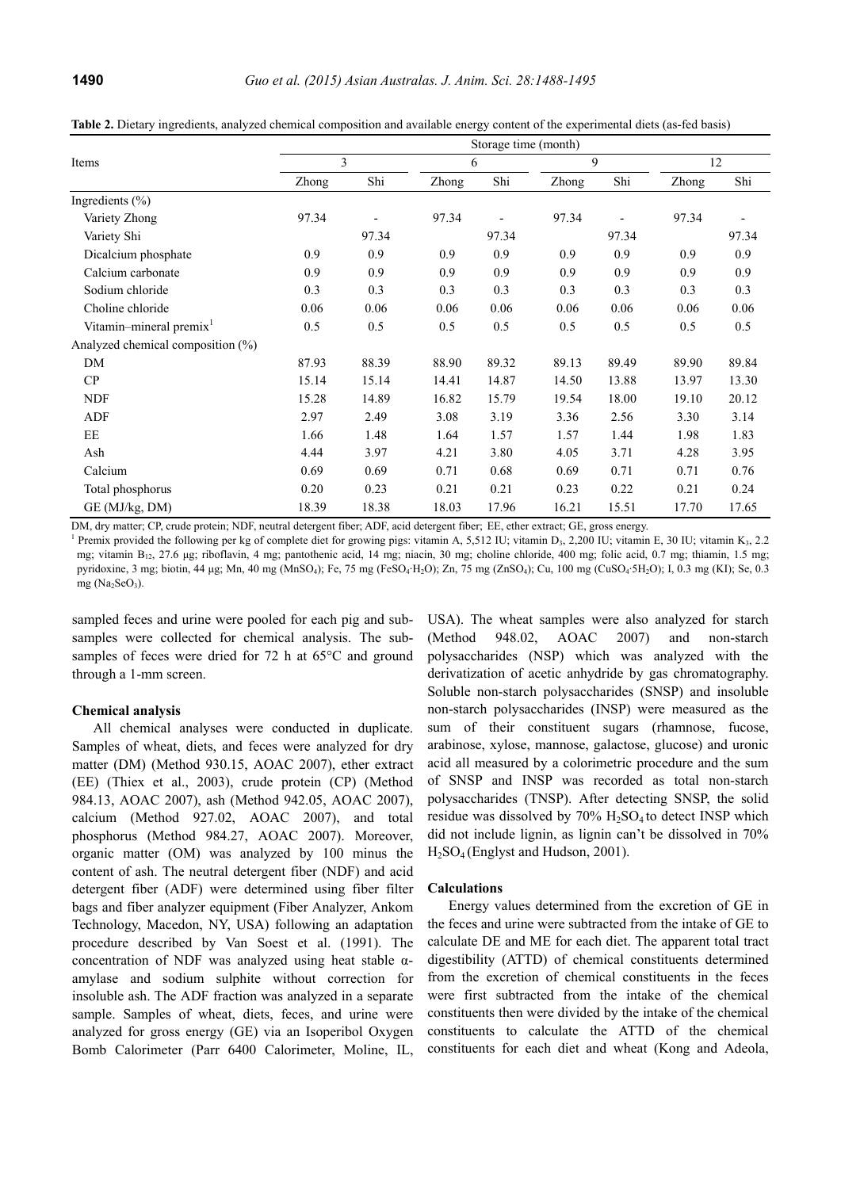**Table 2.** Dietary ingredients, analyzed chemical composition and available energy content of the experimental diets (as-fed basis)

| Items | Storage time (month) | | | | | | | |
|---|---|---|---|---|---|---|---|---|
| | 3 | | 6 | | 9 | | 12 | |
| | Zhong | Shi | Zhong | Shi | Zhong | Shi | Zhong | Shi |
| Ingredients (%) | | | | | | | | |
| Variety Zhong | 97.34 | - | 97.34 | - | 97.34 | - | 97.34 | - |
| Variety Shi | | 97.34 | | 97.34 | | 97.34 | | 97.34 |
| Dicalcium phosphate | 0.9 | 0.9 | 0.9 | 0.9 | 0.9 | 0.9 | 0.9 | 0.9 |
| Calcium carbonate | 0.9 | 0.9 | 0.9 | 0.9 | 0.9 | 0.9 | 0.9 | 0.9 |
| Sodium chloride | 0.3 | 0.3 | 0.3 | 0.3 | 0.3 | 0.3 | 0.3 | 0.3 |
| Choline chloride | 0.06 | 0.06 | 0.06 | 0.06 | 0.06 | 0.06 | 0.06 | 0.06 |
| Vitamin–mineral premix[1] | 0.5 | 0.5 | 0.5 | 0.5 | 0.5 | 0.5 | 0.5 | 0.5 |
| Analyzed chemical composition (%) | | | | | | | | |
| DM | 87.93 | 88.39 | 88.90 | 89.32 | 89.13 | 89.49 | 89.90 | 89.84 |
| CP | 15.14 | 15.14 | 14.41 | 14.87 | 14.50 | 13.88 | 13.97 | 13.30 |
| NDF | 15.28 | 14.89 | 16.82 | 15.79 | 19.54 | 18.00 | 19.10 | 20.12 |
| ADF | 2.97 | 2.49 | 3.08 | 3.19 | 3.36 | 2.56 | 3.30 | 3.14 |
| EE | 1.66 | 1.48 | 1.64 | 1.57 | 1.57 | 1.44 | 1.98 | 1.83 |
| Ash | 4.44 | 3.97 | 4.21 | 3.80 | 4.05 | 3.71 | 4.28 | 3.95 |
| Calcium | 0.69 | 0.69 | 0.71 | 0.68 | 0.69 | 0.71 | 0.71 | 0.76 |
| Total phosphorus | 0.20 | 0.23 | 0.21 | 0.21 | 0.23 | 0.22 | 0.21 | 0.24 |
| GE (MJ/kg, DM) | 18.39 | 18.38 | 18.03 | 17.96 | 16.21 | 15.51 | 17.70 | 17.65 |

DM, dry matter; CP, crude protein; NDF, neutral detergent fiber; ADF, acid detergent fiber; EE, ether extract; GE, gross energy.

[1] Premix provided the following per kg of complete diet for growing pigs: vitamin A, 5,512 IU; vitamin $D_3$, 2,200 IU; vitamin E, 30 IU; vitamin $K_3$, 2.2 mg; vitamin $B_{12}$, 27.6 μg; riboflavin, 4 mg; pantothenic acid, 14 mg; niacin, 30 mg; choline chloride, 400 mg; folic acid, 0.7 mg; thiamin, 1.5 mg; pyridoxine, 3 mg; biotin, 44 μg; Mn, 40 mg ($MnSO_4$); Fe, 75 mg ($FeSO_4{\cdot}H_2O$); Zn, 75 mg ($ZnSO_4$); Cu, 100 mg ($CuSO_4{\cdot}5H_2O$); I, 0.3 mg (KI); Se, 0.3 mg ($Na_2SeO_3$).

sampled feces and urine were pooled for each pig and sub-samples were collected for chemical analysis. The sub-samples of feces were dried for 72 h at 65°C and ground through a 1-mm screen.

### Chemical analysis

All chemical analyses were conducted in duplicate. Samples of wheat, diets, and feces were analyzed for dry matter (DM) (Method 930.15, AOAC 2007), ether extract (EE) (Thiex et al., 2003), crude protein (CP) (Method 984.13, AOAC 2007), ash (Method 942.05, AOAC 2007), calcium (Method 927.02, AOAC 2007), and total phosphorus (Method 984.27, AOAC 2007). Moreover, organic matter (OM) was analyzed by 100 minus the content of ash. The neutral detergent fiber (NDF) and acid detergent fiber (ADF) were determined using fiber filter bags and fiber analyzer equipment (Fiber Analyzer, Ankom Technology, Macedon, NY, USA) following an adaptation procedure described by Van Soest et al. (1991). The concentration of NDF was analyzed using heat stable α-amylase and sodium sulphite without correction for insoluble ash. The ADF fraction was analyzed in a separate sample. Samples of wheat, diets, feces, and urine were analyzed for gross energy (GE) via an Isoperibol Oxygen Bomb Calorimeter (Parr 6400 Calorimeter, Moline, IL, USA). The wheat samples were also analyzed for starch (Method 948.02, AOAC 2007) and non-starch polysaccharides (NSP) which was analyzed with the derivatization of acetic anhydride by gas chromatography. Soluble non-starch polysaccharides (SNSP) and insoluble non-starch polysaccharides (INSP) were measured as the sum of their constituent sugars (rhamnose, fucose, arabinose, xylose, mannose, galactose, glucose) and uronic acid all measured by a colorimetric procedure and the sum of SNSP and INSP was recorded as total non-starch polysaccharides (TNSP). After detecting SNSP, the solid residue was dissolved by 70% $H_2SO_4$ to detect INSP which did not include lignin, as lignin can't be dissolved in 70% $H_2SO_4$ (Englyst and Hudson, 2001).

### Calculations

Energy values determined from the excretion of GE in the feces and urine were subtracted from the intake of GE to calculate DE and ME for each diet. The apparent total tract digestibility (ATTD) of chemical constituents determined from the excretion of chemical constituents in the feces were first subtracted from the intake of the chemical constituents then were divided by the intake of the chemical constituents to calculate the ATTD of the chemical constituents for each diet and wheat (Kong and Adeola,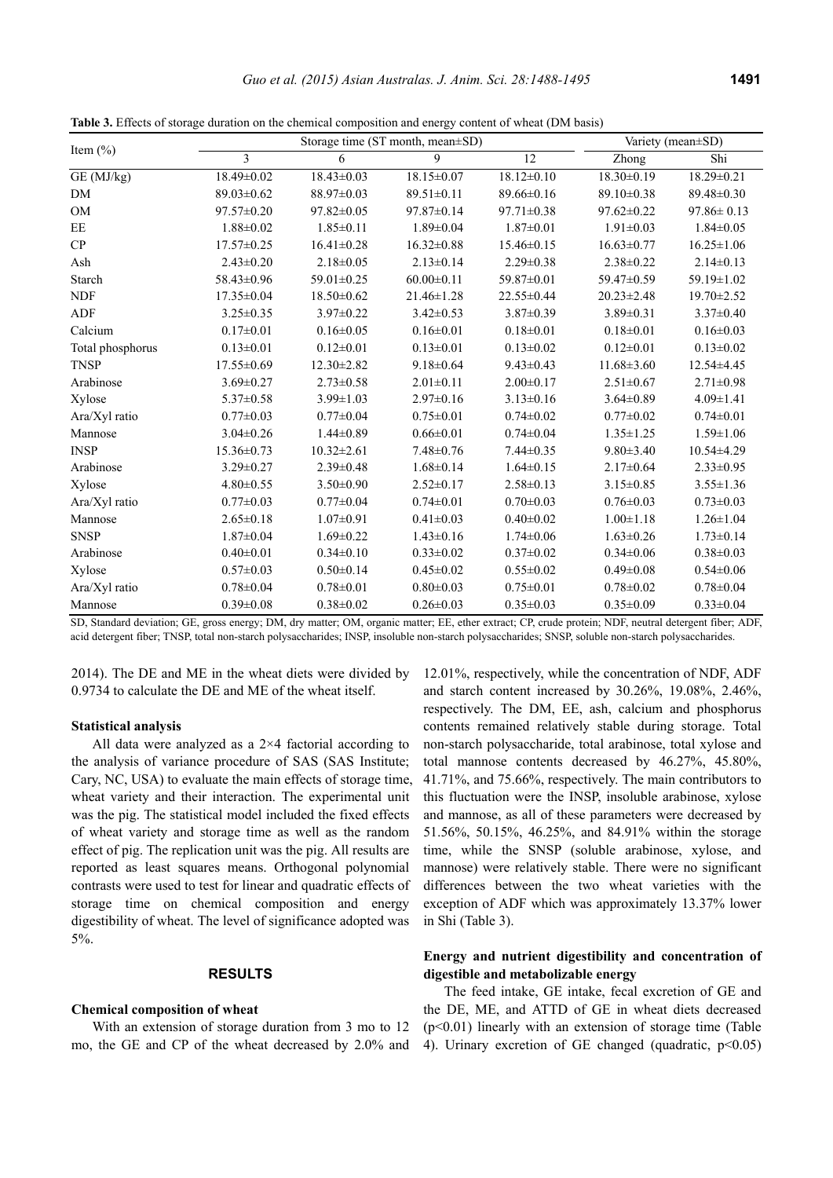**Table 3.** Effects of storage duration on the chemical composition and energy content of wheat (DM basis)

| Item (%) | Storage time (ST month, mean±SD) | | | | Variety (mean±SD) | |
|---|---|---|---|---|---|---|
| | 3 | 6 | 9 | 12 | Zhong | Shi |
| GE (MJ/kg) | 18.49±0.02 | 18.43±0.03 | 18.15±0.07 | 18.12±0.10 | 18.30±0.19 | 18.29±0.21 |
| DM | 89.03±0.62 | 88.97±0.03 | 89.51±0.11 | 89.66±0.16 | 89.10±0.38 | 89.48±0.30 |
| OM | 97.57±0.20 | 97.82±0.05 | 97.87±0.14 | 97.71±0.38 | 97.62±0.22 | 97.86± 0.13 |
| EE | 1.88±0.02 | 1.85±0.11 | 1.89±0.04 | 1.87±0.01 | 1.91±0.03 | 1.84±0.05 |
| CP | 17.57±0.25 | 16.41±0.28 | 16.32±0.88 | 15.46±0.15 | 16.63±0.77 | 16.25±1.06 |
| Ash | 2.43±0.20 | 2.18±0.05 | 2.13±0.14 | 2.29±0.38 | 2.38±0.22 | 2.14±0.13 |
| Starch | 58.43±0.96 | 59.01±0.25 | 60.00±0.11 | 59.87±0.01 | 59.47±0.59 | 59.19±1.02 |
| NDF | 17.35±0.04 | 18.50±0.62 | 21.46±1.28 | 22.55±0.44 | 20.23±2.48 | 19.70±2.52 |
| ADF | 3.25±0.35 | 3.97±0.22 | 3.42±0.53 | 3.87±0.39 | 3.89±0.31 | 3.37±0.40 |
| Calcium | 0.17±0.01 | 0.16±0.05 | 0.16±0.01 | 0.18±0.01 | 0.18±0.01 | 0.16±0.03 |
| Total phosphorus | 0.13±0.01 | 0.12±0.01 | 0.13±0.01 | 0.13±0.02 | 0.12±0.01 | 0.13±0.02 |
| TNSP | 17.55±0.69 | 12.30±2.82 | 9.18±0.64 | 9.43±0.43 | 11.68±3.60 | 12.54±4.45 |
| Arabinose | 3.69±0.27 | 2.73±0.58 | 2.01±0.11 | 2.00±0.17 | 2.51±0.67 | 2.71±0.98 |
| Xylose | 5.37±0.58 | 3.99±1.03 | 2.97±0.16 | 3.13±0.16 | 3.64±0.89 | 4.09±1.41 |
| Ara/Xyl ratio | 0.77±0.03 | 0.77±0.04 | 0.75±0.01 | 0.74±0.02 | 0.77±0.02 | 0.74±0.01 |
| Mannose | 3.04±0.26 | 1.44±0.89 | 0.66±0.01 | 0.74±0.04 | 1.35±1.25 | 1.59±1.06 |
| INSP | 15.36±0.73 | 10.32±2.61 | 7.48±0.76 | 7.44±0.35 | 9.80±3.40 | 10.54±4.29 |
| Arabinose | 3.29±0.27 | 2.39±0.48 | 1.68±0.14 | 1.64±0.15 | 2.17±0.64 | 2.33±0.95 |
| Xylose | 4.80±0.55 | 3.50±0.90 | 2.52±0.17 | 2.58±0.13 | 3.15±0.85 | 3.55±1.36 |
| Ara/Xyl ratio | 0.77±0.03 | 0.77±0.04 | 0.74±0.01 | 0.70±0.03 | 0.76±0.03 | 0.73±0.03 |
| Mannose | 2.65±0.18 | 1.07±0.91 | 0.41±0.03 | 0.40±0.02 | 1.00±1.18 | 1.26±1.04 |
| SNSP | 1.87±0.04 | 1.69±0.22 | 1.43±0.16 | 1.74±0.06 | 1.63±0.26 | 1.73±0.14 |
| Arabinose | 0.40±0.01 | 0.34±0.10 | 0.33±0.02 | 0.37±0.02 | 0.34±0.06 | 0.38±0.03 |
| Xylose | 0.57±0.03 | 0.50±0.14 | 0.45±0.02 | 0.55±0.02 | 0.49±0.08 | 0.54±0.06 |
| Ara/Xyl ratio | 0.78±0.04 | 0.78±0.01 | 0.80±0.03 | 0.75±0.01 | 0.78±0.02 | 0.78±0.04 |
| Mannose | 0.39±0.08 | 0.38±0.02 | 0.26±0.03 | 0.35±0.03 | 0.35±0.09 | 0.33±0.04 |

SD, Standard deviation; GE, gross energy; DM, dry matter; OM, organic matter; EE, ether extract; CP, crude protein; NDF, neutral detergent fiber; ADF, acid detergent fiber; TNSP, total non-starch polysaccharides; INSP, insoluble non-starch polysaccharides; SNSP, soluble non-starch polysaccharides.

2014). The DE and ME in the wheat diets were divided by 0.9734 to calculate the DE and ME of the wheat itself.

### Statistical analysis

All data were analyzed as a 2×4 factorial according to the analysis of variance procedure of SAS (SAS Institute; Cary, NC, USA) to evaluate the main effects of storage time, wheat variety and their interaction. The experimental unit was the pig. The statistical model included the fixed effects of wheat variety and storage time as well as the random effect of pig. The replication unit was the pig. All results are reported as least squares means. Orthogonal polynomial contrasts were used to test for linear and quadratic effects of storage time on chemical composition and energy digestibility of wheat. The level of significance adopted was 5%.

## RESULTS

### Chemical composition of wheat

With an extension of storage duration from 3 mo to 12 mo, the GE and CP of the wheat decreased by 2.0% and 12.01%, respectively, while the concentration of NDF, ADF and starch content increased by 30.26%, 19.08%, 2.46%, respectively. The DM, EE, ash, calcium and phosphorus contents remained relatively stable during storage. Total non-starch polysaccharide, total arabinose, total xylose and total mannose contents decreased by 46.27%, 45.80%, 41.71%, and 75.66%, respectively. The main contributors to this fluctuation were the INSP, insoluble arabinose, xylose and mannose, as all of these parameters were decreased by 51.56%, 50.15%, 46.25%, and 84.91% within the storage time, while the SNSP (soluble arabinose, xylose, and mannose) were relatively stable. There were no significant differences between the two wheat varieties with the exception of ADF which was approximately 13.37% lower in Shi (Table 3).

### Energy and nutrient digestibility and concentration of digestible and metabolizable energy

The feed intake, GE intake, fecal excretion of GE and the DE, ME, and ATTD of GE in wheat diets decreased ($p<0.01$) linearly with an extension of storage time (Table 4). Urinary excretion of GE changed (quadratic, $p<0.05$)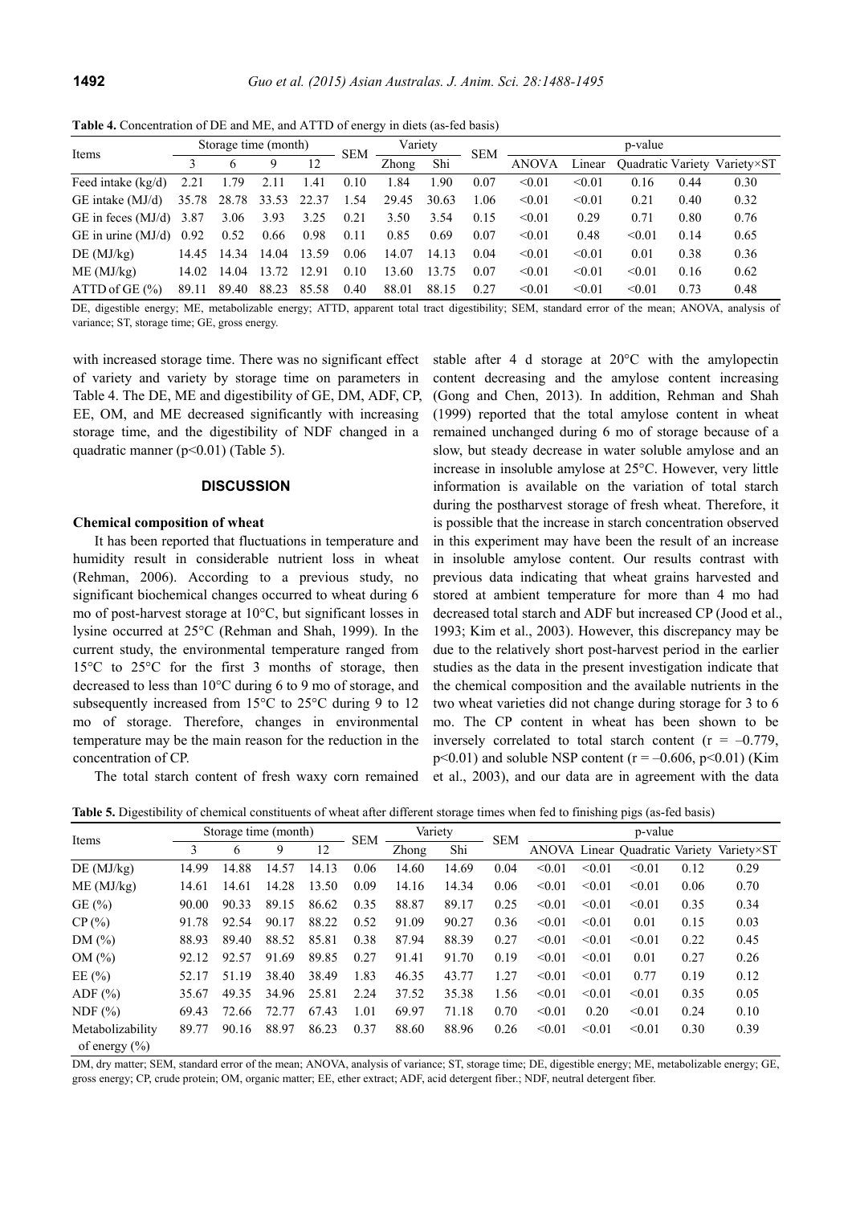**Table 4.** Concentration of DE and ME, and ATTD of energy in diets (as-fed basis)

| Items | Storage time (month) | | | | SEM | Variety | | SEM | p-value | | | | |
|---|---|---|---|---|---|---|---|---|---|---|---|---|---|
| | 3 | 6 | 9 | 12 | | Zhong | Shi | | ANOVA | Linear | Quadratic | Variety | Variety×ST |
| Feed intake (kg/d) | 2.21 | 1.79 | 2.11 | 1.41 | 0.10 | 1.84 | 1.90 | 0.07 | <0.01 | <0.01 | 0.16 | 0.44 | 0.30 |
| GE intake (MJ/d) | 35.78 | 28.78 | 33.53 | 22.37 | 1.54 | 29.45 | 30.63 | 1.06 | <0.01 | <0.01 | 0.21 | 0.40 | 0.32 |
| GE in feces (MJ/d) | 3.87 | 3.06 | 3.93 | 3.25 | 0.21 | 3.50 | 3.54 | 0.15 | <0.01 | 0.29 | 0.71 | 0.80 | 0.76 |
| GE in urine (MJ/d) | 0.92 | 0.52 | 0.66 | 0.98 | 0.11 | 0.85 | 0.69 | 0.07 | <0.01 | 0.48 | <0.01 | 0.14 | 0.65 |
| DE (MJ/kg) | 14.45 | 14.34 | 14.04 | 13.59 | 0.06 | 14.07 | 14.13 | 0.04 | <0.01 | <0.01 | 0.01 | 0.38 | 0.36 |
| ME (MJ/kg) | 14.02 | 14.04 | 13.72 | 12.91 | 0.10 | 13.60 | 13.75 | 0.07 | <0.01 | <0.01 | <0.01 | 0.16 | 0.62 |
| ATTD of GE (%) | 89.11 | 89.40 | 88.23 | 85.58 | 0.40 | 88.01 | 88.15 | 0.27 | <0.01 | <0.01 | <0.01 | 0.73 | 0.48 |

DE, digestible energy; ME, metabolizable energy; ATTD, apparent total tract digestibility; SEM, standard error of the mean; ANOVA, analysis of variance; ST, storage time; GE, gross energy.

with increased storage time. There was no significant effect of variety and variety by storage time on parameters in Table 4. The DE, ME and digestibility of GE, DM, ADF, CP, EE, OM, and ME decreased significantly with increasing storage time, and the digestibility of NDF changed in a quadratic manner ($p<0.01$) (Table 5).

## DISCUSSION

### Chemical composition of wheat

It has been reported that fluctuations in temperature and humidity result in considerable nutrient loss in wheat (Rehman, 2006). According to a previous study, no significant biochemical changes occurred to wheat during 6 mo of post-harvest storage at 10°C, but significant losses in lysine occurred at 25°C (Rehman and Shah, 1999). In the current study, the environmental temperature ranged from 15°C to 25°C for the first 3 months of storage, then decreased to less than 10°C during 6 to 9 mo of storage, and subsequently increased from 15°C to 25°C during 9 to 12 mo of storage. Therefore, changes in environmental temperature may be the main reason for the reduction in the concentration of CP.

The total starch content of fresh waxy corn remained stable after 4 d storage at 20°C with the amylopectin content decreasing and the amylose content increasing (Gong and Chen, 2013). In addition, Rehman and Shah (1999) reported that the total amylose content in wheat remained unchanged during 6 mo of storage because of a slow, but steady decrease in water soluble amylose and an increase in insoluble amylose at 25°C. However, very little information is available on the variation of total starch during the postharvest storage of fresh wheat. Therefore, it is possible that the increase in starch concentration observed in this experiment may have been the result of an increase in insoluble amylose content. Our results contrast with previous data indicating that wheat grains harvested and stored at ambient temperature for more than 4 mo had decreased total starch and ADF but increased CP (Jood et al., 1993; Kim et al., 2003). However, this discrepancy may be due to the relatively short post-harvest period in the earlier studies as the data in the present investigation indicate that the chemical composition and the available nutrients in the two wheat varieties did not change during storage for 3 to 6 mo. The CP content in wheat has been shown to be inversely correlated to total starch content ($r = -0.779$, $p<0.01$) and soluble NSP content ($r = -0.606$, $p<0.01$) (Kim et al., 2003), and our data are in agreement with the data

**Table 5.** Digestibility of chemical constituents of wheat after different storage times when fed to finishing pigs (as-fed basis)

| Items | Storage time (month) | | | | SEM | Variety | | SEM | p-value | | | | |
|---|---|---|---|---|---|---|---|---|---|---|---|---|---|
| | 3 | 6 | 9 | 12 | | Zhong | Shi | | ANOVA | Linear | Quadratic | Variety | Variety×ST |
| DE (MJ/kg) | 14.99 | 14.88 | 14.57 | 14.13 | 0.06 | 14.60 | 14.69 | 0.04 | <0.01 | <0.01 | <0.01 | 0.12 | 0.29 |
| ME (MJ/kg) | 14.61 | 14.61 | 14.28 | 13.50 | 0.09 | 14.16 | 14.34 | 0.06 | <0.01 | <0.01 | <0.01 | 0.06 | 0.70 |
| GE (%) | 90.00 | 90.33 | 89.15 | 86.62 | 0.35 | 88.87 | 89.17 | 0.25 | <0.01 | <0.01 | <0.01 | 0.35 | 0.34 |
| CP (%) | 91.78 | 92.54 | 90.17 | 88.22 | 0.52 | 91.09 | 90.27 | 0.36 | <0.01 | <0.01 | 0.01 | 0.15 | 0.03 |
| DM (%) | 88.93 | 89.40 | 88.52 | 85.81 | 0.38 | 87.94 | 88.39 | 0.27 | <0.01 | <0.01 | <0.01 | 0.22 | 0.45 |
| OM (%) | 92.12 | 92.57 | 91.69 | 89.85 | 0.27 | 91.41 | 91.70 | 0.19 | <0.01 | <0.01 | 0.01 | 0.27 | 0.26 |
| EE (%) | 52.17 | 51.19 | 38.40 | 38.49 | 1.83 | 46.35 | 43.77 | 1.27 | <0.01 | <0.01 | 0.77 | 0.19 | 0.12 |
| ADF (%) | 35.67 | 49.35 | 34.96 | 25.81 | 2.24 | 37.52 | 35.38 | 1.56 | <0.01 | <0.01 | <0.01 | 0.35 | 0.05 |
| NDF (%) | 69.43 | 72.66 | 72.77 | 67.43 | 1.01 | 69.97 | 71.18 | 0.70 | <0.01 | 0.20 | <0.01 | 0.24 | 0.10 |
| Metabolizability of energy (%) | 89.77 | 90.16 | 88.97 | 86.23 | 0.37 | 88.60 | 88.96 | 0.26 | <0.01 | <0.01 | <0.01 | 0.30 | 0.39 |

DM, dry matter; SEM, standard error of the mean; ANOVA, analysis of variance; ST, storage time; DE, digestible energy; ME, metabolizable energy; GE, gross energy; CP, crude protein; OM, organic matter; EE, ether extract; ADF, acid detergent fiber.; NDF, neutral detergent fiber.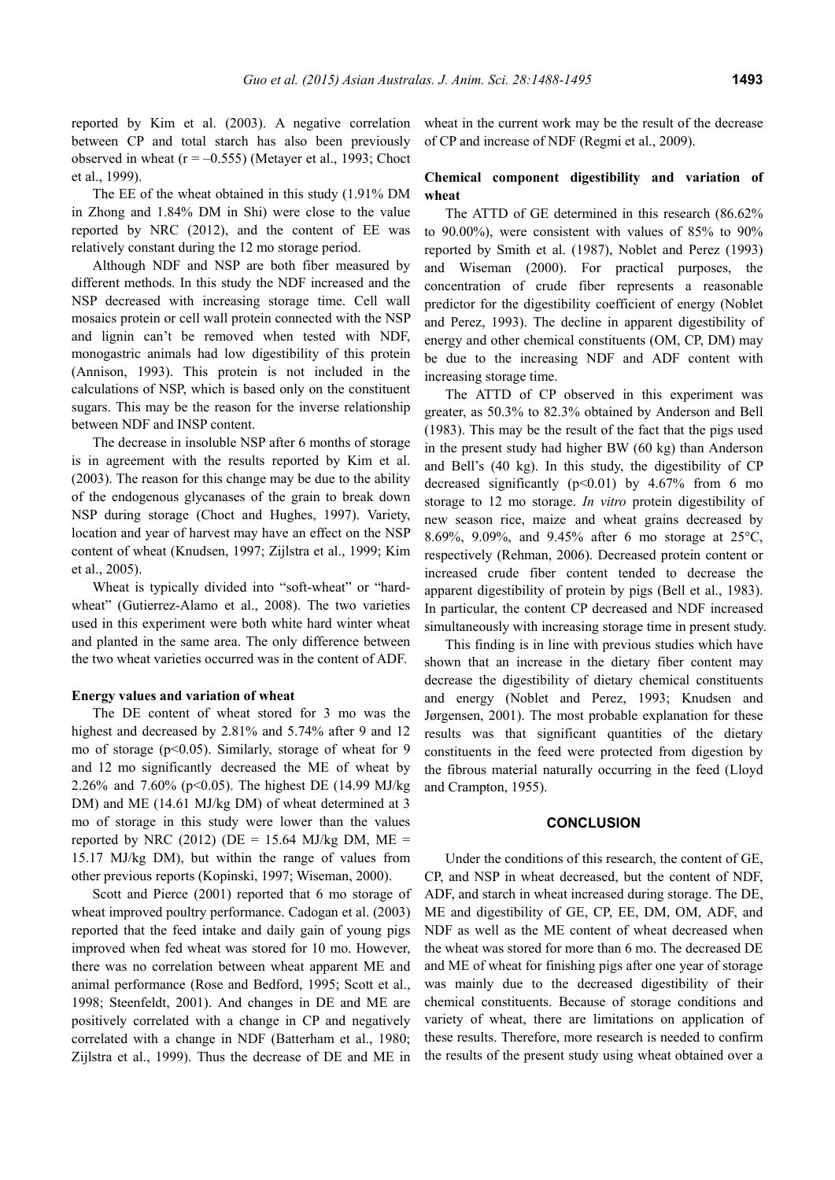reported by Kim et al. (2003). A negative correlation between CP and total starch has also been previously observed in wheat ($r = -0.555$) (Metayer et al., 1993; Choct et al., 1999).

The EE of the wheat obtained in this study (1.91% DM in Zhong and 1.84% DM in Shi) were close to the value reported by NRC (2012), and the content of EE was relatively constant during the 12 mo storage period.

Although NDF and NSP are both fiber measured by different methods. In this study the NDF increased and the NSP decreased with increasing storage time. Cell wall mosaics protein or cell wall protein connected with the NSP and lignin can't be removed when tested with NDF, monogastric animals had low digestibility of this protein (Annison, 1993). This protein is not included in the calculations of NSP, which is based only on the constituent sugars. This may be the reason for the inverse relationship between NDF and INSP content.

The decrease in insoluble NSP after 6 months of storage is in agreement with the results reported by Kim et al. (2003). The reason for this change may be due to the ability of the endogenous glycanases of the grain to break down NSP during storage (Choct and Hughes, 1997). Variety, location and year of harvest may have an effect on the NSP content of wheat (Knudsen, 1997; Zijlstra et al., 1999; Kim et al., 2005).

Wheat is typically divided into "soft-wheat" or "hard-wheat" (Gutierrez-Alamo et al., 2008). The two varieties used in this experiment were both white hard winter wheat and planted in the same area. The only difference between the two wheat varieties occurred was in the content of ADF.

### Energy values and variation of wheat

The DE content of wheat stored for 3 mo was the highest and decreased by 2.81% and 5.74% after 9 and 12 mo of storage ($p<0.05$). Similarly, storage of wheat for 9 and 12 mo significantly decreased the ME of wheat by 2.26% and 7.60% ($p<0.05$). The highest DE (14.99 MJ/kg DM) and ME (14.61 MJ/kg DM) of wheat determined at 3 mo of storage in this study were lower than the values reported by NRC (2012) (DE = 15.64 MJ/kg DM, ME = 15.17 MJ/kg DM), but within the range of values from other previous reports (Kopinski, 1997; Wiseman, 2000).

Scott and Pierce (2001) reported that 6 mo storage of wheat improved poultry performance. Cadogan et al. (2003) reported that the feed intake and daily gain of young pigs improved when fed wheat was stored for 10 mo. However, there was no correlation between wheat apparent ME and animal performance (Rose and Bedford, 1995; Scott et al., 1998; Steenfeldt, 2001). And changes in DE and ME are positively correlated with a change in CP and negatively correlated with a change in NDF (Batterham et al., 1980; Zijlstra et al., 1999). Thus the decrease of DE and ME in wheat in the current work may be the result of the decrease of CP and increase of NDF (Regmi et al., 2009).

### Chemical component digestibility and variation of wheat

The ATTD of GE determined in this research (86.62% to 90.00%), were consistent with values of 85% to 90% reported by Smith et al. (1987), Noblet and Perez (1993) and Wiseman (2000). For practical purposes, the concentration of crude fiber represents a reasonable predictor for the digestibility coefficient of energy (Noblet and Perez, 1993). The decline in apparent digestibility of energy and other chemical constituents (OM, CP, DM) may be due to the increasing NDF and ADF content with increasing storage time.

The ATTD of CP observed in this experiment was greater, as 50.3% to 82.3% obtained by Anderson and Bell (1983). This may be the result of the fact that the pigs used in the present study had higher BW (60 kg) than Anderson and Bell's (40 kg). In this study, the digestibility of CP decreased significantly ($p<0.01$) by 4.67% from 6 mo storage to 12 mo storage. *In vitro* protein digestibility of new season rice, maize and wheat grains decreased by 8.69%, 9.09%, and 9.45% after 6 mo storage at 25°C, respectively (Rehman, 2006). Decreased protein content or increased crude fiber content tended to decrease the apparent digestibility of protein by pigs (Bell et al., 1983). In particular, the content CP decreased and NDF increased simultaneously with increasing storage time in present study.

This finding is in line with previous studies which have shown that an increase in the dietary fiber content may decrease the digestibility of dietary chemical constituents and energy (Noblet and Perez, 1993; Knudsen and Jørgensen, 2001). The most probable explanation for these results was that significant quantities of the dietary constituents in the feed were protected from digestion by the fibrous material naturally occurring in the feed (Lloyd and Crampton, 1955).

## CONCLUSION

Under the conditions of this research, the content of GE, CP, and NSP in wheat decreased, but the content of NDF, ADF, and starch in wheat increased during storage. The DE, ME and digestibility of GE, CP, EE, DM, OM, ADF, and NDF as well as the ME content of wheat decreased when the wheat was stored for more than 6 mo. The decreased DE and ME of wheat for finishing pigs after one year of storage was mainly due to the decreased digestibility of their chemical constituents. Because of storage conditions and variety of wheat, there are limitations on application of these results. Therefore, more research is needed to confirm the results of the present study using wheat obtained over a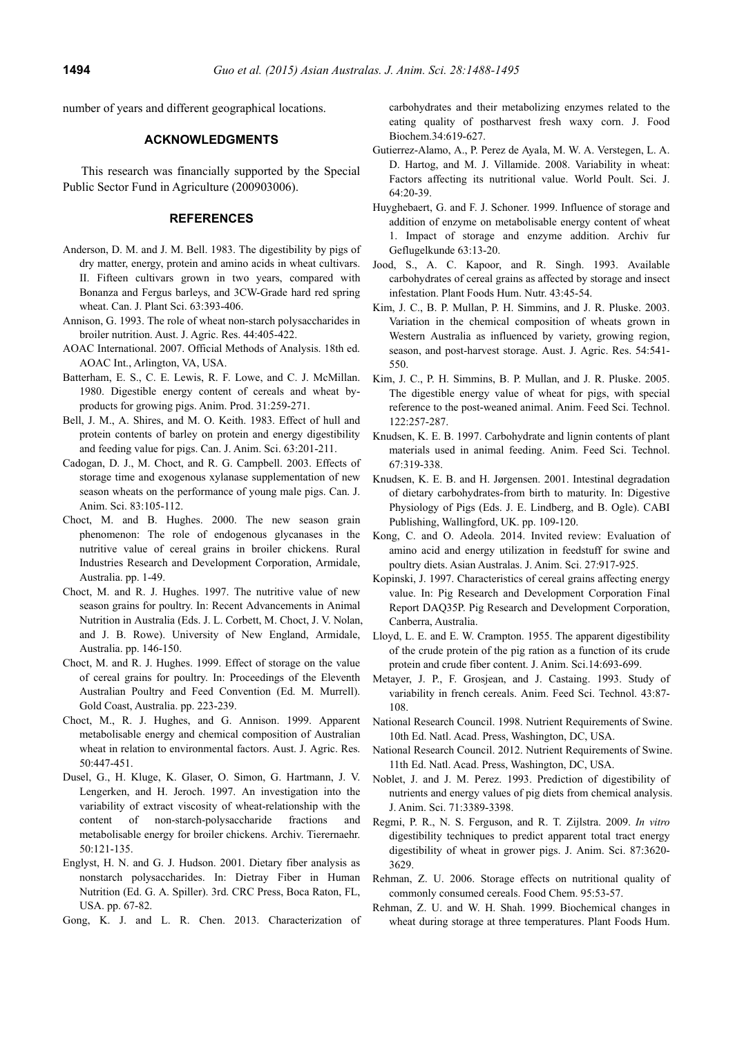number of years and different geographical locations.

## ACKNOWLEDGMENTS

This research was financially supported by the Special Public Sector Fund in Agriculture (200903006).

## REFERENCES

Anderson, D. M. and J. M. Bell. 1983. The digestibility by pigs of dry matter, energy, protein and amino acids in wheat cultivars. II. Fifteen cultivars grown in two years, compared with Bonanza and Fergus barleys, and 3CW-Grade hard red spring wheat. Can. J. Plant Sci. 63:393-406.

Annison, G. 1993. The role of wheat non-starch polysaccharides in broiler nutrition. Aust. J. Agric. Res. 44:405-422.

AOAC International. 2007. Official Methods of Analysis. 18th ed. AOAC Int., Arlington, VA, USA.

Batterham, E. S., C. E. Lewis, R. F. Lowe, and C. J. McMillan. 1980. Digestible energy content of cereals and wheat by-products for growing pigs. Anim. Prod. 31:259-271.

Bell, J. M., A. Shires, and M. O. Keith. 1983. Effect of hull and protein contents of barley on protein and energy digestibility and feeding value for pigs. Can. J. Anim. Sci. 63:201-211.

Cadogan, D. J., M. Choct, and R. G. Campbell. 2003. Effects of storage time and exogenous xylanase supplementation of new season wheats on the performance of young male pigs. Can. J. Anim. Sci. 83:105-112.

Choct, M. and B. Hughes. 2000. The new season grain phenomenon: The role of endogenous glycanases in the nutritive value of cereal grains in broiler chickens. Rural Industries Research and Development Corporation, Armidale, Australia. pp. 1-49.

Choct, M. and R. J. Hughes. 1997. The nutritive value of new season grains for poultry. In: Recent Advancements in Animal Nutrition in Australia (Eds. J. L. Corbett, M. Choct, J. V. Nolan, and J. B. Rowe). University of New England, Armidale, Australia. pp. 146-150.

Choct, M. and R. J. Hughes. 1999. Effect of storage on the value of cereal grains for poultry. In: Proceedings of the Eleventh Australian Poultry and Feed Convention (Ed. M. Murrell). Gold Coast, Australia. pp. 223-239.

Choct, M., R. J. Hughes, and G. Annison. 1999. Apparent metabolisable energy and chemical composition of Australian wheat in relation to environmental factors. Aust. J. Agric. Res. 50:447-451.

Dusel, G., H. Kluge, K. Glaser, O. Simon, G. Hartmann, J. V. Lengerken, and H. Jeroch. 1997. An investigation into the variability of extract viscosity of wheat-relationship with the content of non-starch-polysaccharide fractions and metabolisable energy for broiler chickens. Archiv. Tierernaehr. 50:121-135.

Englyst, H. N. and G. J. Hudson. 2001. Dietary fiber analysis as nonstarch polysaccharides. In: Dietray Fiber in Human Nutrition (Ed. G. A. Spiller). 3rd. CRC Press, Boca Raton, FL, USA. pp. 67-82.

Gong, K. J. and L. R. Chen. 2013. Characterization of carbohydrates and their metabolizing enzymes related to the eating quality of postharvest fresh waxy corn. J. Food Biochem.34:619-627.

Gutierrez-Alamo, A., P. Perez de Ayala, M. W. A. Verstegen, L. A. D. Hartog, and M. J. Villamide. 2008. Variability in wheat: Factors affecting its nutritional value. World Poult. Sci. J. 64:20-39.

Huyghebaert, G. and F. J. Schoner. 1999. Influence of storage and addition of enzyme on metabolisable energy content of wheat 1. Impact of storage and enzyme addition. Archiv fur Geflugelkunde 63:13-20.

Jood, S., A. C. Kapoor, and R. Singh. 1993. Available carbohydrates of cereal grains as affected by storage and insect infestation. Plant Foods Hum. Nutr. 43:45-54.

Kim, J. C., B. P. Mullan, P. H. Simmins, and J. R. Pluske. 2003. Variation in the chemical composition of wheats grown in Western Australia as influenced by variety, growing region, season, and post-harvest storage. Aust. J. Agric. Res. 54:541-550.

Kim, J. C., P. H. Simmins, B. P. Mullan, and J. R. Pluske. 2005. The digestible energy value of wheat for pigs, with special reference to the post-weaned animal. Anim. Feed Sci. Technol. 122:257-287.

Knudsen, K. E. B. 1997. Carbohydrate and lignin contents of plant materials used in animal feeding. Anim. Feed Sci. Technol. 67:319-338.

Knudsen, K. E. B. and H. Jørgensen. 2001. Intestinal degradation of dietary carbohydrates-from birth to maturity. In: Digestive Physiology of Pigs (Eds. J. E. Lindberg, and B. Ogle). CABI Publishing, Wallingford, UK. pp. 109-120.

Kong, C. and O. Adeola. 2014. Invited review: Evaluation of amino acid and energy utilization in feedstuff for swine and poultry diets. Asian Australas. J. Anim. Sci. 27:917-925.

Kopinski, J. 1997. Characteristics of cereal grains affecting energy value. In: Pig Research and Development Corporation Final Report DAQ35P. Pig Research and Development Corporation, Canberra, Australia.

Lloyd, L. E. and E. W. Crampton. 1955. The apparent digestibility of the crude protein of the pig ration as a function of its crude protein and crude fiber content. J. Anim. Sci.14:693-699.

Metayer, J. P., F. Grosjean, and J. Castaing. 1993. Study of variability in french cereals. Anim. Feed Sci. Technol. 43:87-108.

National Research Council. 1998. Nutrient Requirements of Swine. 10th Ed. Natl. Acad. Press, Washington, DC, USA.

National Research Council. 2012. Nutrient Requirements of Swine. 11th Ed. Natl. Acad. Press, Washington, DC, USA.

Noblet, J. and J. M. Perez. 1993. Prediction of digestibility of nutrients and energy values of pig diets from chemical analysis. J. Anim. Sci. 71:3389-3398.

Regmi, P. R., N. S. Ferguson, and R. T. Zijlstra. 2009. *In vitro* digestibility techniques to predict apparent total tract energy digestibility of wheat in grower pigs. J. Anim. Sci. 87:3620-3629.

Rehman, Z. U. 2006. Storage effects on nutritional quality of commonly consumed cereals. Food Chem. 95:53-57.

Rehman, Z. U. and W. H. Shah. 1999. Biochemical changes in wheat during storage at three temperatures. Plant Foods Hum.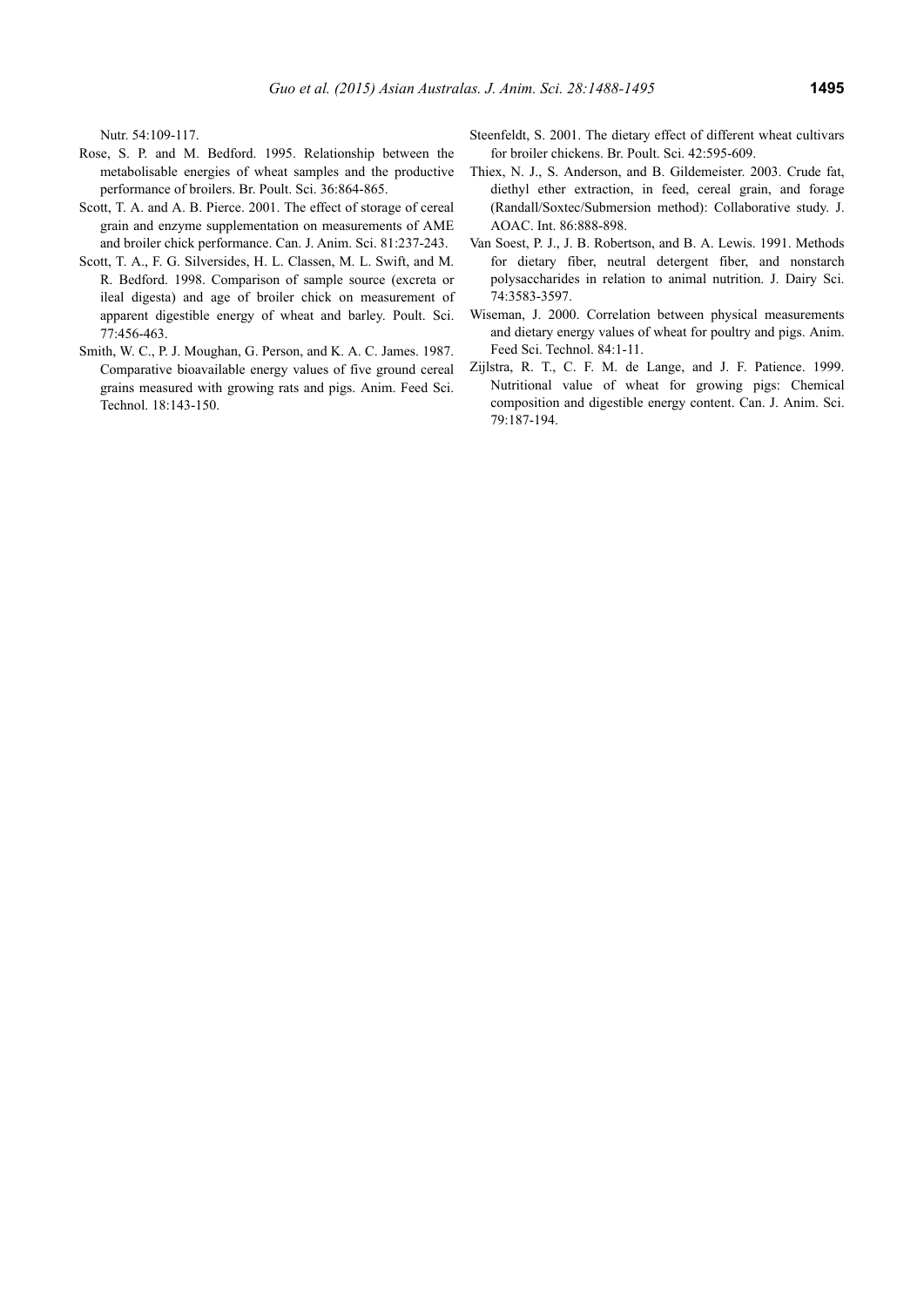Nutr. 54:109-117.

Rose, S. P. and M. Bedford. 1995. Relationship between the metabolisable energies of wheat samples and the productive performance of broilers. Br. Poult. Sci. 36:864-865.

Scott, T. A. and A. B. Pierce. 2001. The effect of storage of cereal grain and enzyme supplementation on measurements of AME and broiler chick performance. Can. J. Anim. Sci. 81:237-243.

Scott, T. A., F. G. Silversides, H. L. Classen, M. L. Swift, and M. R. Bedford. 1998. Comparison of sample source (excreta or ileal digesta) and age of broiler chick on measurement of apparent digestible energy of wheat and barley. Poult. Sci. 77:456-463.

Smith, W. C., P. J. Moughan, G. Person, and K. A. C. James. 1987. Comparative bioavailable energy values of five ground cereal grains measured with growing rats and pigs. Anim. Feed Sci. Technol. 18:143-150.

Steenfeldt, S. 2001. The dietary effect of different wheat cultivars for broiler chickens. Br. Poult. Sci. 42:595-609.

Thiex, N. J., S. Anderson, and B. Gildemeister. 2003. Crude fat, diethyl ether extraction, in feed, cereal grain, and forage (Randall/Soxtec/Submersion method): Collaborative study. J. AOAC. Int. 86:888-898.

Van Soest, P. J., J. B. Robertson, and B. A. Lewis. 1991. Methods for dietary fiber, neutral detergent fiber, and nonstarch polysaccharides in relation to animal nutrition. J. Dairy Sci. 74:3583-3597.

Wiseman, J. 2000. Correlation between physical measurements and dietary energy values of wheat for poultry and pigs. Anim. Feed Sci. Technol. 84:1-11.

Zijlstra, R. T., C. F. M. de Lange, and J. F. Patience. 1999. Nutritional value of wheat for growing pigs: Chemical composition and digestible energy content. Can. J. Anim. Sci. 79:187-194.